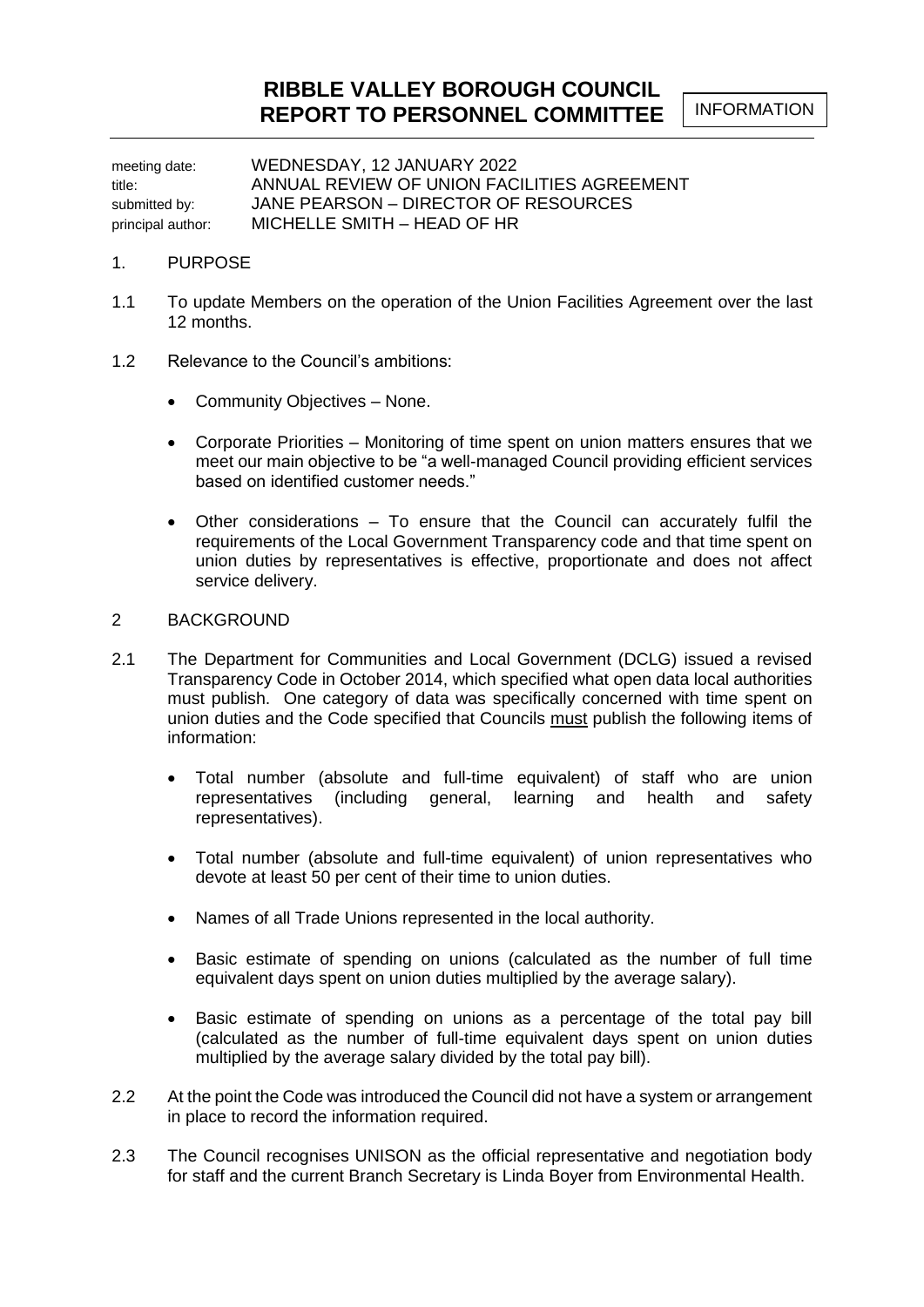# RIBBLE VALLEY BOROUGH COUNCIL
# REPORT TO PERSONNEL COMMITTEE

INFORMATION

| | |
|---|---|
| meeting date: | WEDNESDAY, 12 JANUARY 2022 |
| title: | ANNUAL REVIEW OF UNION FACILITIES AGREEMENT |
| submitted by: | JANE PEARSON – DIRECTOR OF RESOURCES |
| principal author: | MICHELLE SMITH – HEAD OF HR |

## 1. PURPOSE

1.1 To update Members on the operation of the Union Facilities Agreement over the last 12 months.

1.2 Relevance to the Council's ambitions:

- Community Objectives – None.
- Corporate Priorities – Monitoring of time spent on union matters ensures that we meet our main objective to be "a well-managed Council providing efficient services based on identified customer needs."
- Other considerations – To ensure that the Council can accurately fulfil the requirements of the Local Government Transparency code and that time spent on union duties by representatives is effective, proportionate and does not affect service delivery.

## 2 BACKGROUND

2.1 The Department for Communities and Local Government (DCLG) issued a revised Transparency Code in October 2014, which specified what open data local authorities must publish. One category of data was specifically concerned with time spent on union duties and the Code specified that Councils must publish the following items of information:

- Total number (absolute and full-time equivalent) of staff who are union representatives (including general, learning and health and safety representatives).
- Total number (absolute and full-time equivalent) of union representatives who devote at least 50 per cent of their time to union duties.
- Names of all Trade Unions represented in the local authority.
- Basic estimate of spending on unions (calculated as the number of full time equivalent days spent on union duties multiplied by the average salary).
- Basic estimate of spending on unions as a percentage of the total pay bill (calculated as the number of full-time equivalent days spent on union duties multiplied by the average salary divided by the total pay bill).

2.2 At the point the Code was introduced the Council did not have a system or arrangement in place to record the information required.

2.3 The Council recognises UNISON as the official representative and negotiation body for staff and the current Branch Secretary is Linda Boyer from Environmental Health.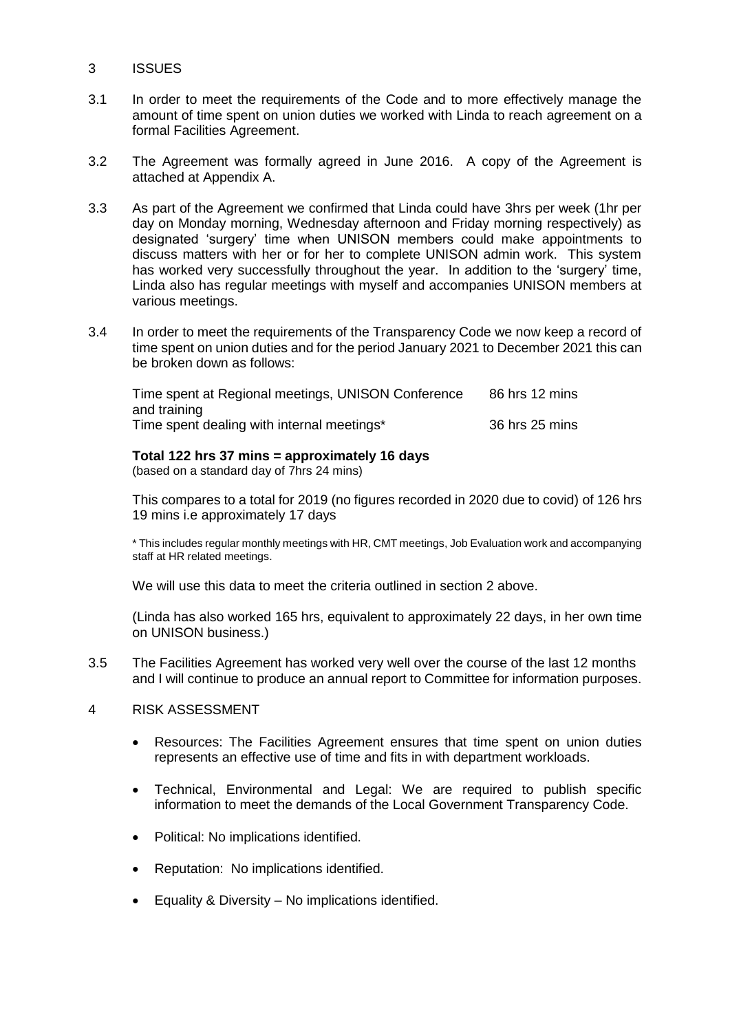## 3 ISSUES

3.1 In order to meet the requirements of the Code and to more effectively manage the amount of time spent on union duties we worked with Linda to reach agreement on a formal Facilities Agreement.

3.2 The Agreement was formally agreed in June 2016. A copy of the Agreement is attached at Appendix A.

3.3 As part of the Agreement we confirmed that Linda could have 3hrs per week (1hr per day on Monday morning, Wednesday afternoon and Friday morning respectively) as designated 'surgery' time when UNISON members could make appointments to discuss matters with her or for her to complete UNISON admin work. This system has worked very successfully throughout the year. In addition to the 'surgery' time, Linda also has regular meetings with myself and accompanies UNISON members at various meetings.

3.4 In order to meet the requirements of the Transparency Code we now keep a record of time spent on union duties and for the period January 2021 to December 2021 this can be broken down as follows:

| | |
|---|---|
| Time spent at Regional meetings, UNISON Conference and training | 86 hrs 12 mins |
| Time spent dealing with internal meetings* | 36 hrs 25 mins |

**Total 122 hrs 37 mins = approximately 16 days**
(based on a standard day of 7hrs 24 mins)

This compares to a total for 2019 (no figures recorded in 2020 due to covid) of 126 hrs 19 mins i.e approximately 17 days

\* This includes regular monthly meetings with HR, CMT meetings, Job Evaluation work and accompanying staff at HR related meetings.

We will use this data to meet the criteria outlined in section 2 above.

(Linda has also worked 165 hrs, equivalent to approximately 22 days, in her own time on UNISON business.)

3.5 The Facilities Agreement has worked very well over the course of the last 12 months and I will continue to produce an annual report to Committee for information purposes.

## 4 RISK ASSESSMENT

- Resources: The Facilities Agreement ensures that time spent on union duties represents an effective use of time and fits in with department workloads.
- Technical, Environmental and Legal: We are required to publish specific information to meet the demands of the Local Government Transparency Code.
- Political: No implications identified.
- Reputation: No implications identified.
- Equality & Diversity – No implications identified.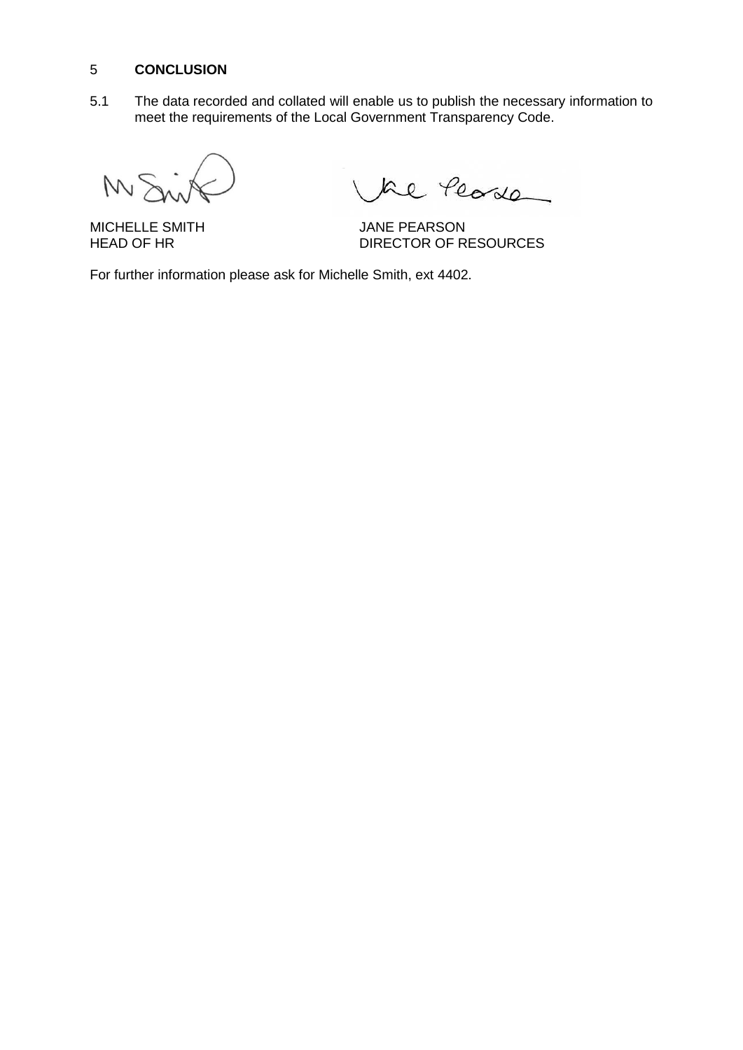## 5 CONCLUSION

5.1 The data recorded and collated will enable us to publish the necessary information to meet the requirements of the Local Government Transparency Code.

MICHELLE SMITH
HEAD OF HR

JANE PEARSON
DIRECTOR OF RESOURCES

For further information please ask for Michelle Smith, ext 4402.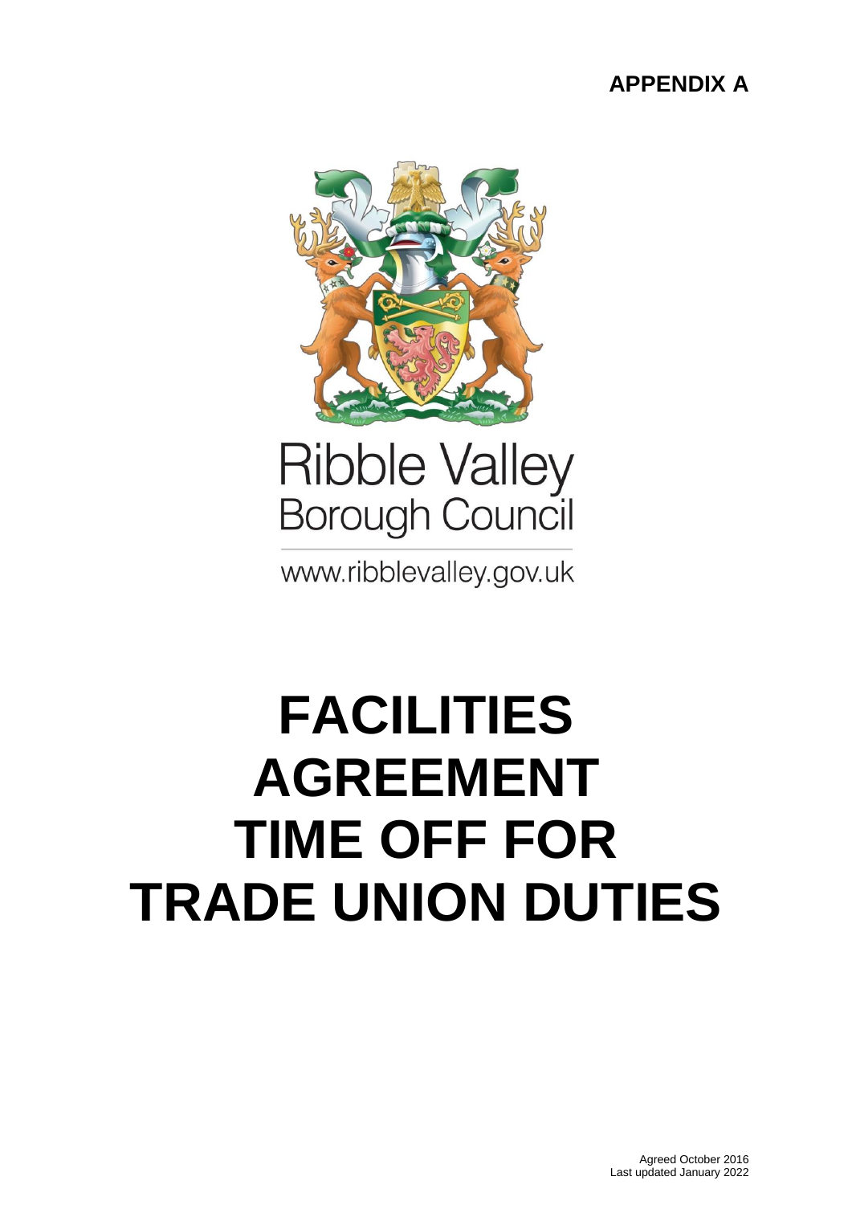**APPENDIX A**

Ribble Valley Borough Council

www.ribblevalley.gov.uk

# FACILITIES AGREEMENT TIME OFF FOR TRADE UNION DUTIES

Agreed October 2016
Last updated January 2022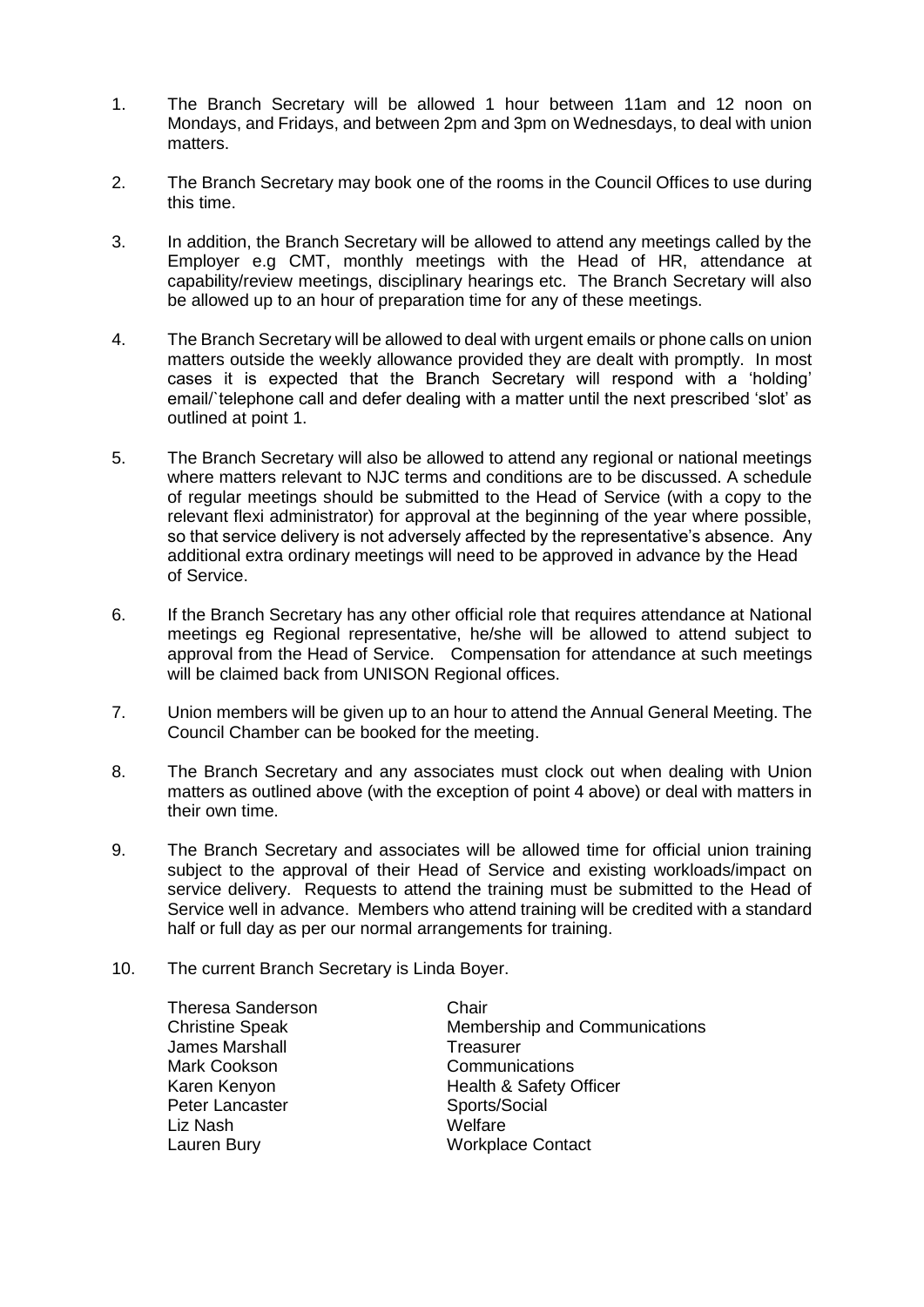1. The Branch Secretary will be allowed 1 hour between 11am and 12 noon on Mondays, and Fridays, and between 2pm and 3pm on Wednesdays, to deal with union matters.

2. The Branch Secretary may book one of the rooms in the Council Offices to use during this time.

3. In addition, the Branch Secretary will be allowed to attend any meetings called by the Employer e.g CMT, monthly meetings with the Head of HR, attendance at capability/review meetings, disciplinary hearings etc. The Branch Secretary will also be allowed up to an hour of preparation time for any of these meetings.

4. The Branch Secretary will be allowed to deal with urgent emails or phone calls on union matters outside the weekly allowance provided they are dealt with promptly. In most cases it is expected that the Branch Secretary will respond with a 'holding' email/`telephone call and defer dealing with a matter until the next prescribed 'slot' as outlined at point 1.

5. The Branch Secretary will also be allowed to attend any regional or national meetings where matters relevant to NJC terms and conditions are to be discussed. A schedule of regular meetings should be submitted to the Head of Service (with a copy to the relevant flexi administrator) for approval at the beginning of the year where possible, so that service delivery is not adversely affected by the representative's absence. Any additional extra ordinary meetings will need to be approved in advance by the Head of Service.

6. If the Branch Secretary has any other official role that requires attendance at National meetings eg Regional representative, he/she will be allowed to attend subject to approval from the Head of Service. Compensation for attendance at such meetings will be claimed back from UNISON Regional offices.

7. Union members will be given up to an hour to attend the Annual General Meeting. The Council Chamber can be booked for the meeting.

8. The Branch Secretary and any associates must clock out when dealing with Union matters as outlined above (with the exception of point 4 above) or deal with matters in their own time.

9. The Branch Secretary and associates will be allowed time for official union training subject to the approval of their Head of Service and existing workloads/impact on service delivery. Requests to attend the training must be submitted to the Head of Service well in advance. Members who attend training will be credited with a standard half or full day as per our normal arrangements for training.

10. The current Branch Secretary is Linda Boyer.

| | |
|---|---|
| Theresa Sanderson | Chair |
| Christine Speak | Membership and Communications |
| James Marshall | Treasurer |
| Mark Cookson | Communications |
| Karen Kenyon | Health & Safety Officer |
| Peter Lancaster | Sports/Social |
| Liz Nash | Welfare |
| Lauren Bury | Workplace Contact |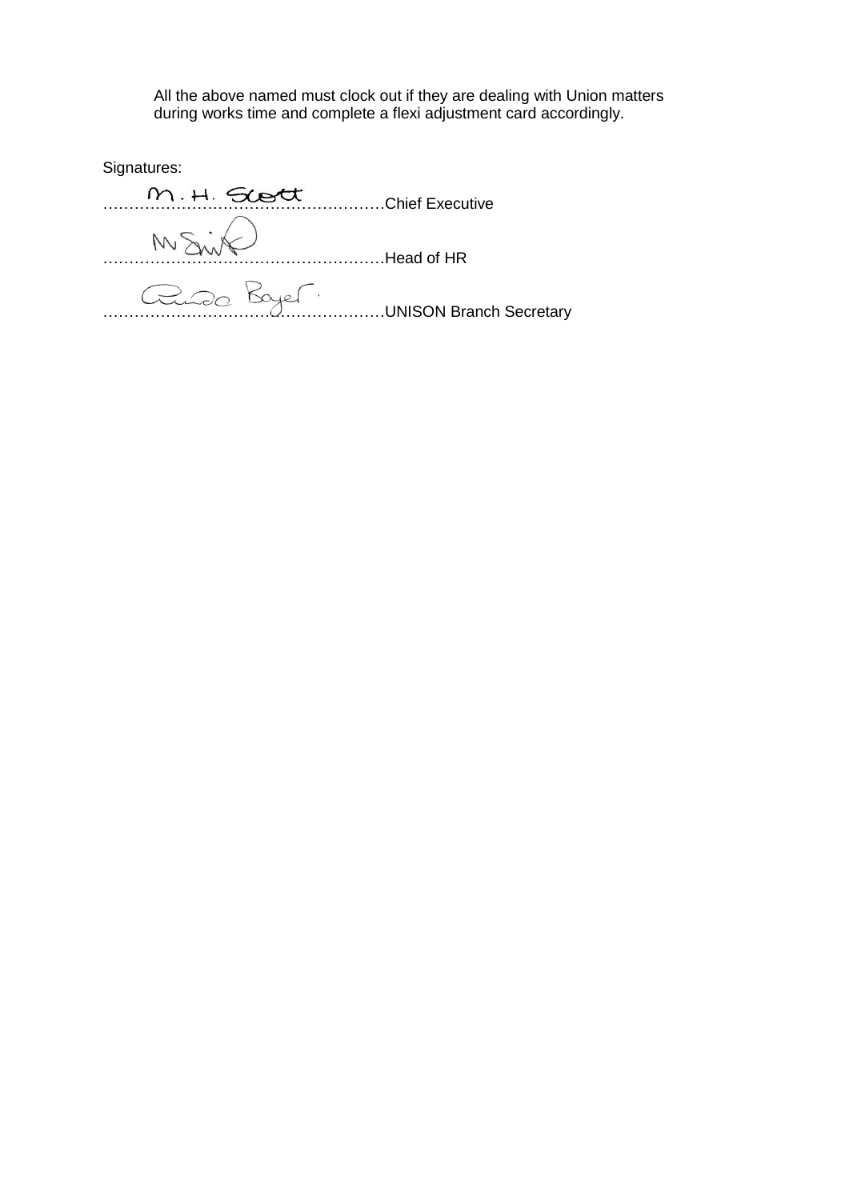All the above named must clock out if they are dealing with Union matters during works time and complete a flexi adjustment card accordingly.

Signatures:

M. H. Scott ……………………………………………Chief Executive

M Smith ……………………………………………Head of HR

Guido Bayer ……………………………………………UNISON Branch Secretary